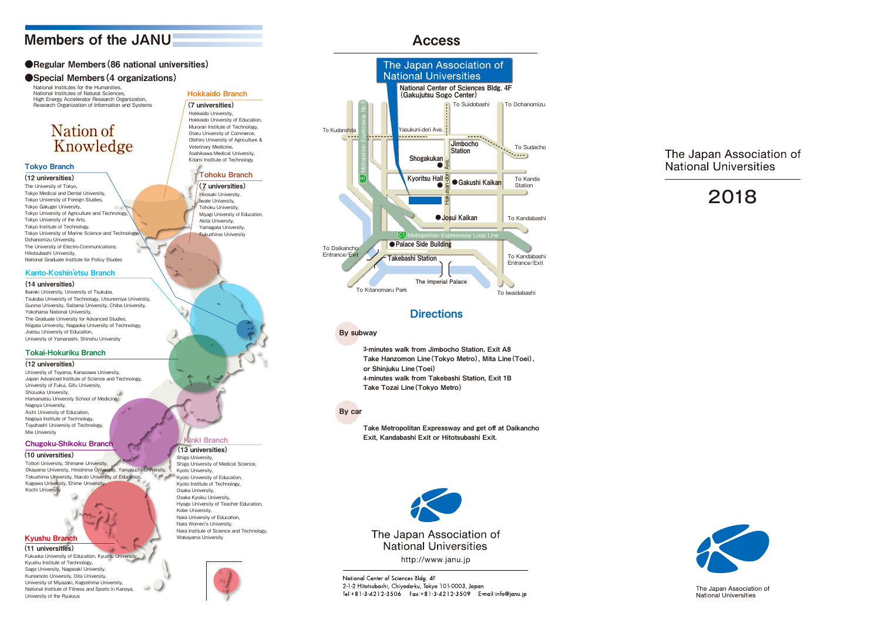# Members of the JANU

- **Regular Members (86 national universities)**
- **Special Members (4 organizations)**

National Institutes for the Humanities,
National Institutes of Natural Sciences,
High Energy Accelerator Research Organization,
Research Organization of Information and Systems

Nation of Knowledge

### Hokkaido Branch

**(7 universities)**

Hokkaido University,
Hokkaido University of Education,
Muroran Institute of Technology,
Otaru University of Commerce,
Obihiro University of Agriculture & Veterinary Medicine,
Asahikawa Medical University,
Kitami Institute of Technology

### Tohoku Branch

**(7 universities)**

Hirosaki University,
Iwate University,
Tohoku University,
Miyagi University of Education,
Akita University,
Yamagata University,
Fukushima University

### Tokyo Branch

**(12 universities)**

The University of Tokyo,
Tokyo Medical and Dental University,
Tokyo University of Foreign Studies,
Tokyo Gakugei University,
Tokyo University of Agriculture and Technology,
Tokyo University of the Arts,
Tokyo Institute of Technology,
Tokyo University of Marine Science and Technology,
Ochanomizu University,
The University of Electro-Communications,
Hitotsubashi University,
National Graduate Institute for Policy Studies

### Kanto-Koshin'etsu Branch

**(14 universities)**

Ibaraki University, University of Tsukuba,
Tsukuba University of Technology, Utsunomiya University,
Gunma University, Saitama University, Chiba University,
Yokohama National University,
The Graduate University for Advanced Studies,
Niigata University, Nagaoka University of Technology,
Joetsu University of Education,
University of Yamanashi, Shinshu University

### Tokai-Hokuriku Branch

**(12 universities)**

University of Toyama, Kanazawa University,
Japan Advanced Institute of Science and Technology,
University of Fukui, Gifu University,
Shizuoka University,
Hamamatsu University School of Medicine,
Nagoya University,
Aichi University of Education,
Nagoya Institute of Technology,
Toyohashi University of Technology,
Mie University

### Kinki Branch

**(13 universities)**

Shiga University,
Shiga University of Medical Science,
Kyoto University,
Kyoto University of Education,
Kyoto Institute of Technology,
Osaka University,
Osaka Kyoiku University,
Hyogo University of Teacher Education,
Kobe University,
Nara University of Education,
Nara Women's University,
Nara Institute of Science and Technology,
Wakayama University

### Chugoku-Shikoku Branch

**(10 universities)**

Tottori University, Shimane University,
Okayama University, Hiroshima University, Yamaguchi University,
Tokushima University, Naruto University of Education,
Kagawa University, Ehime University,
Kochi University

### Kyushu Branch

**(11 universities)**

Fukuoka University of Education, Kyushu University,
Kyushu Institute of Technology,
Saga University, Nagasaki University,
Kumamoto University, Oita University,
University of Miyazaki, Kagoshima University,
National Institute of Fitness and Sports in Kanoya,
University of the Ryukyus

# Access

The Japan Association of National Universities

**National Center of Sciences Bldg. 4F (Gakujutsu Sogo Center)**

Map labels: To Suidobashi, To Ochanomizu, To Kudanshita, Yasukuni-dori Ave., Jimbocho Station, To Sudacho, Shogakukan, Kyoritsu Hall, Gakushi Kaikan, To Kanda Station, Hakusan-dori Ave., 5 Metropolitan Expressway No.5, Josui Kaikan, To Kandabashi, C1 Metropolitan Expressway Loop Line, To Daikancho Entrance/Exit, Palace Side Building, Takebashi Station, To Kandabashi Entrance/Exit, The Imperial Palace, To Kitanomaru Park, To Iwaidabashi

## Directions

**By subway**

**3-minutes walk from Jimbocho Station, Exit A8**
**Take Hanzomon Line (Tokyo Metro), Mita Line (Toei), or Shinjuku Line (Toei)**
**4-minutes walk from Takebashi Station, Exit 1B**
**Take Tozai Line (Tokyo Metro)**

**By car**

**Take Metropolitan Expressway and get off at Daikancho Exit, Kandabashi Exit or Hitotsubashi Exit.**

The Japan Association of National Universities
http://www.janu.jp

National Center of Sciences Bldg. 4F
2-1-2 Hitotsubashi, Chiyoda-ku, Tokyo 101-0003, Japan
Tel:+81-3-4212-3506 Fax:+81-3-4212-3509 E-mail:info@janu.jp

# The Japan Association of National Universities

# 2018

The Japan Association of National Universities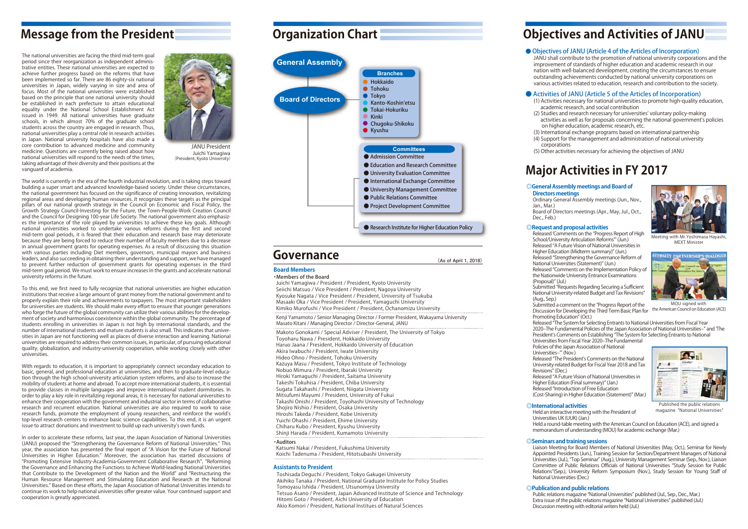## Message from the President

The national universities are facing the third mid-term goal period since their reorganization as independent administrative entities. These national universities are expected to achieve further progress based on the reforms that have been implemented so far. There are 86 eighty-six national universities in Japan, widely varying in size and area of focus. Most of the national universities were established based on the principle that one national university should be established in each prefecture to attain educational equality under the National School Establishment Act issued in 1949. All national universities have graduate schools, in which almost 70% of the graduate school students across the country are engaged in research. Thus, national universities play a central role in research activities in Japan. National university hospitals have also made a core contribution to advanced medicine and community medicine. Questions are currently being raised about how national universities will respond to the needs of the times, taking advantage of their diversity and their positions at the vanguard of academia.

JANU President
Juichi Yamagiwa
(President, Kyoto University)

The world is currently in the era of the fourth industrial revolution, and is taking steps toward building a super smart and advanced knowledge-based society. Under these circumstances, the national government has focused on the significance of creating innovation, revitalizing regional areas and developing human resources. It recognizes these targets as the principal pillars of our national growth strategy in the Council on Economic and Fiscal Policy, the Growth Strategy Council-Investing for the Future, the Town-People-Work Creation Council and the Council for Designing 100-year Life Society. The national government also emphasizes the importance of the role played by universities to achieve these key goals. Although national universities worked to undertake various reforms during the first and second mid-term goal periods, it is feared that their education and research base may deteriorate because they are being forced to reduce their number of faculty members due to a decrease in annual government grants for operating expenses. As a result of discussing this situation with various parties including Diet members, governors, municipal mayors and business leaders, and also succeeding in obtaining their understanding and support, we have managed to prevent further reduction of government grants for operating expenses in the third mid-term goal period. We must work to ensure increases in the grants and accelerate national university reforms in the future.

To this end, we first need to fully recognize that national universities are higher education institutions that receive a large amount of grant money from the national government and to properly explain their role and achievements to taxpayers. The most important stakeholders for universities are students. We should make every effort to ensure that younger generations who forge the future of the global community can utilize their various abilities for the development of society and harmonious coexistence within the global community. The percentage of students enrolling in universities in Japan is not high by international standards, and the number of international students and mature students is also small. This indicates that universities in Japan are not functioning well as places of diverse interaction and learning. National universities are required to address their common issues, in particular, of pursuing educational quality, globalization, and industry-university cooperation, while working closely with other universities.

With regards to education, it is important to appropriately connect secondary education to basic, general, and professional education at universities, and then to graduate-level education through the high school-university articulation system reforms, and also to increase the mobility of students at home and abroad. To accept more international students, it is essential to provide classes in multiple languages and improve international student dormitories. In order to play a key role in revitalizing regional areas, it is necessary for national universities to enhance their cooperation with the government and industrial sector in terms of collaborative research and recurrent education. National universities are also required to work to raise research funds, promote the employment of young researchers, and reinforce the world's top-level research centers to enhance basic science capabilities. To this end, it is an urgent issue to attract donations and investment to build up each university's own funds.

In order to accelerate these reforms, last year, the Japan Association of National Universities (JANU) proposed the "Strengthening the Governance Reform of National Universities." This year, the association has presented the final report of "A Vision for the Future of National Universities in Higher Education." Moreover, the association has started discussions of "Promoting Extensive Industry-Academia-Government Collaborative Research", "Reforming the Governance and Enhancing the Functions to Achieve World-leading National Universities that Contribute to the Development of the Nation and the World" and "Restructuring the Human Resource Management and Stimulating Education and Research at the National Universities." Based on these efforts, the Japan Association of National Universities intends to continue its work to help national universities offer greater value. Your continued support and cooperation is greatly appreciated.

## Organization Chart

General Assembly

Board of Directors

**Branches**
- Hokkaido
- Tohoku
- Tokyo
- Kanto-Koshin'etsu
- Tokai-Hokuriku
- Kinki
- Chugoku-Shikoku
- Kyushu

**Committees**
- Admission Committee
- Education and Research Committee
- University Evaluation Committee
- International Exchange Committee
- University Management Committee
- Public Relations Committee
- Project Development Committee

- Research Institute for Higher Education Policy

## Governance

(As of April 1, 2018)

### Board Members

・Members of the Board

Juichi Yamagiwa / President / President, Kyoto University
Seiichi Matsuo / Vice President / President, Nagoya University
Kyosuke Nagata / Vice President / President, University of Tsukuba
Masaaki Oka / Vice President / President, Yamaguchi University
Kimiko Murofushi / Vice President / President, Ochanomizu University

Kenji Yamamoto / Senior Managing Director / Former President, Wakayama University
Masato Kitani / Managing Director / Director-General, JANU

Makoto Gonokami / Special Adviser / President, The University of Tokyo
Toyoharu Nawa / President, Hokkaido University
Haruo Jaana / President, Hokkaido University of Education
Akira Iwabuchi / President, Iwate University
Hideo Ohno / President, Tohoku University
Kazuya Masu / President, Tokyo Institute of Technology
Nobuo Mimura / President, Ibaraki University
Hiroki Yamaguchi / President, Saitama University
Takeshi Tokuhisa / President, Chiba University
Sugata Takahashi / President, Niigata University
Mitsufumi Mayumi / President, University of Fukui
Takashi Onishi / President, Toyohashi University of Technology
Shojiro Nishio / President, Osaka University
Hiroshi Takeda / President, Kobe University
Yuichi Ohashi / President, Ehime University
Chiharu Kubo / President, Kyushu University
Shinji Harada / President, Kumamoto University

・Auditors

Katsumi Nakai / President, Fukushima University
Koichi Tadenuma / President, Hitotsubashi University

### Assistants to President

Toshisada Deguchi / President, Tokyo Gakugei University
Akihiko Tanaka / President, National Graduate Institute for Policy Studies
Tomoyasu Ishida / President, Utsunomiya University
Tetsuo Asano / President, Japan Advanced Institute of Science and Technology
Hitomi Goto / President, Aichi University of Education
Akio Komori / President, National Institues of Natural Sciences

## Objectives and Activities of JANU

### ● Objectives of JANU (Article 4 of the Articles of Incorporation)

JANU shall contribute to the promotion of national university corporations and the improvement of standards of higher education and academic research in our nation with well-balanced development, creating the circumstances to ensure outstanding achievements conducted by national university corporations on various activities related to education, research and contribution to the society.

### ● Activities of JANU (Article 5 of the Articles of Incorporation)

(1) Activities necessary for national universities to promote high-quality education, academic research, and social contribution
(2) Studies and research necessary for universities' voluntary policy-making activities as well as for proposals concerning the national government's policies on higher education, academic research, etc.
(3) International exchange programs based on international partnership
(4) Support for the management and administration of national university corporations
(5) Other activities necessary for achieving the objectives of JANU

## Major Activities in FY 2017

### ◎General Assembly meetings and Board of Directors meetings

Ordinary General Assembly meetings (Jun., Nov., Jan., Mar.)
Board of Directors meetings (Apr., May, Jul., Oct., Dec., Feb.)

### ◎Request and proposal activities

Released 'Comments on the "Progress Report of High School/University Articulation Reforms"' (Jun.)
Released "A Future Vision of National Universities in Higher Education (Midterm summary)" (Jun.)
Released "Strengthening the Governance Reform of National Universities (Statement)" (Jun.)
Released "Comments on the Implementation Policy of the Nationwide University Entrance Examinations (Proposal)" (Jul.)
Submitted "Requests Regarding Securing a Sufficient National University-related Budget and Tax Revisions" (Aug., Sep.)
Submitted a comment on the "Progress Report of the Discussion for Developing the Third Term Basic Plan for Promoting Education" (Oct.)
Released "The System for Selecting Entrants to National Universities from Fiscal Year 2020–The Fundamental Policies of the Japan Association of National Universities–" and 'The President's Comments on Establishing "The System for Selecting Entrants to National Universities from Fiscal Year 2020–The Fundamental Policies of the Japan Association of National Universities–"' (Nov.)
Released "The President's Comments on the National University-related Budget for Fiscal Year 2018 and Tax Revisions" (Dec.)
Released "A Future Vision of National Universities in Higher Education (Final summary)" (Jan.)
Released "Introduction of Free Education (Cost-Sharing) in Higher Education (Statement)" (Mar.)

Meeting with Mr.Yoshimasa Hayashi, MEXT Minister

MOU signed with the American Council on Education (ACE)

### ◎International activities

Held an interactive meeting with the President of Universities UK (UUK) (Jan.)
Held a round-table meeting with the American Council on Education (ACE), and signed a memorandum of understanding (MOU) for academic exchange (Mar.)

Published the public relations magazine "National Universities"

### ◎Seminars and training sessions

Liaison Meeting for Board Members of National Universities (May, Oct.), Seminar for Newly Appointed Presidents (Jun.), Training Session for Section/Department Managers of National Universities (Jul.), "Top Seminar" (Aug.), University Management Seminar (Sep., Nov.), Liaison Committee of Public Relations Officials of National Universities "Study Session for Public Relations"(Sep.), University Reform Symposium (Nov.), Study Session for Young Staff of National Universities (Dec.)

### ◎Publication and public relations

Public relations magazine "National Universities" published (Jul., Sep., Dec., Mar.)
Extra issue of the public relations magazine "National Universities" published (Jul.)
Discussion meeting with editorial writers held (Jul.)